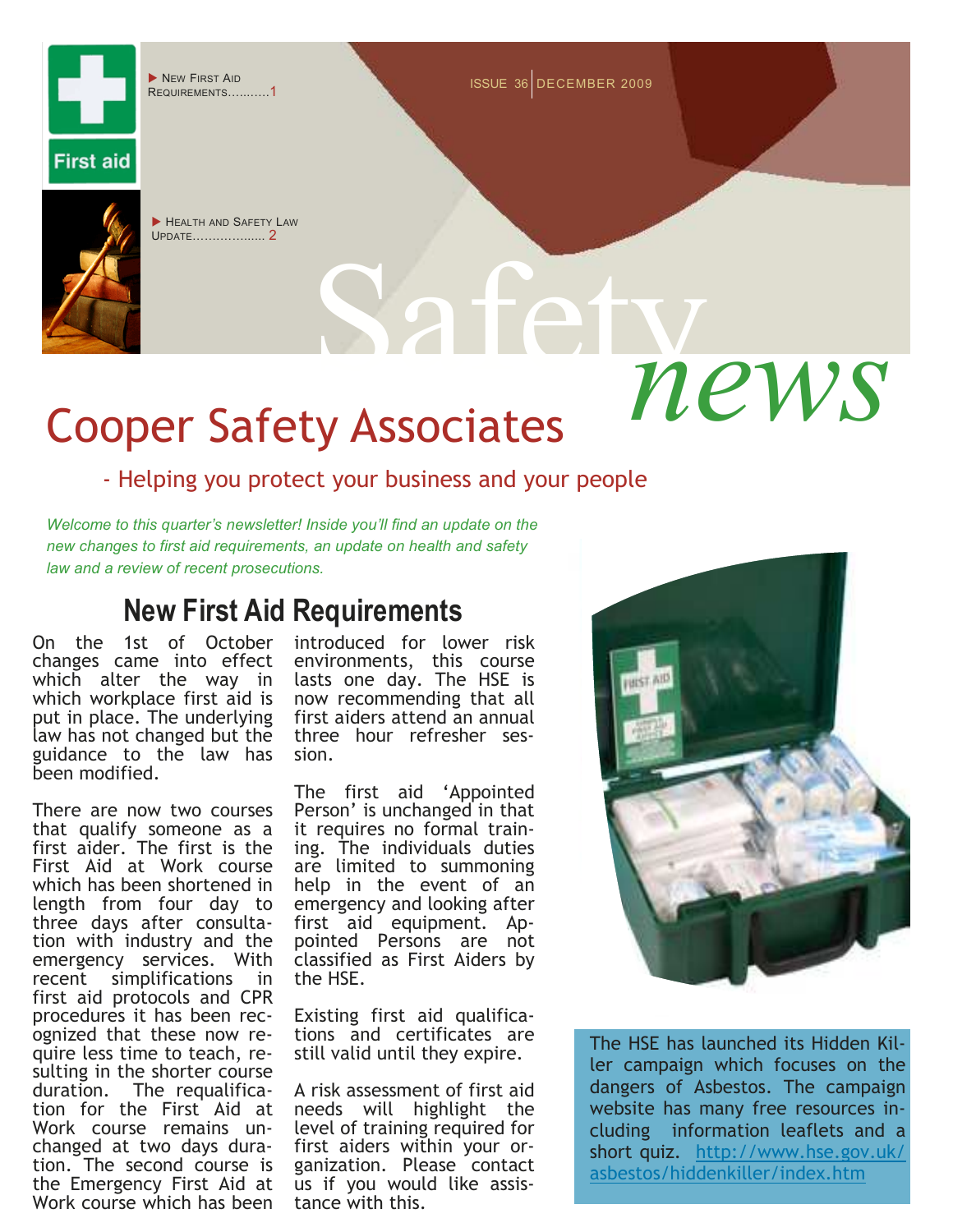▶ New First Aid Requirements..........1

▶ Health and Safety Law Update.................. 2

Issue 36 | December 2009

# Safety *news*

## Cooper Safety Associates

- Helping you protect your business and your people

*Welcome to this quarter's newsletter! Inside you'll find an update on the new changes to first aid requirements, an update on health and safety law and a review of recent prosecutions.*

## New First Aid Requirements

On the 1st of October changes came into effect which alter the way in which workplace first aid is put in place. The underlying law has not changed but the guidance to the law has been modified.

There are now two courses that qualify someone as a first aider. The first is the First Aid at Work course which has been shortened in length from four day to three days after consultation with industry and the emergency services. With recent simplifications in first aid protocols and CPR procedures it has been recognized that these now require less time to teach, resulting in the shorter course duration. The requalification for the First Aid at Work course remains unchanged at two days duration. The second course is the Emergency First Aid at Work course which has been introduced for lower risk environments, this course lasts one day. The HSE is now recommending that all first aiders attend an annual three hour refresher session.

The first aid 'Appointed Person' is unchanged in that it requires no formal training. The individuals duties are limited to summoning help in the event of an emergency and looking after first aid equipment. Appointed Persons are not classified as First Aiders by the HSE.

Existing first aid qualifications and certificates are still valid until they expire.

A risk assessment of first aid needs will highlight the level of training required for first aiders within your organization. Please contact us if you would like assistance with this.

The HSE has launched its Hidden Killer campaign which focuses on the dangers of Asbestos. The campaign website has many free resources including information leaflets and a short quiz. http://www.hse.gov.uk/asbestos/hiddenkiller/index.htm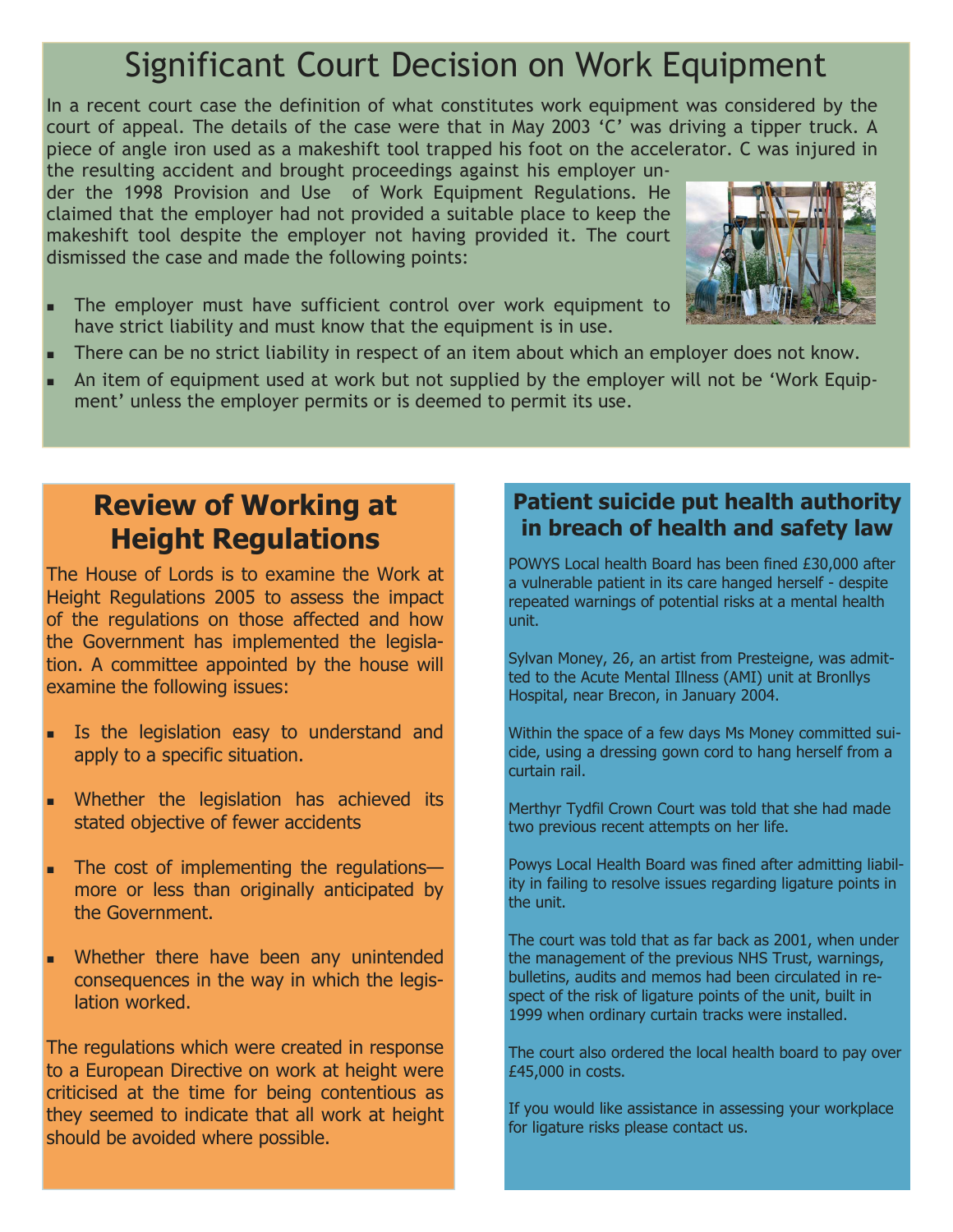# Significant Court Decision on Work Equipment

In a recent court case the definition of what constitutes work equipment was considered by the court of appeal. The details of the case were that in May 2003 'C' was driving a tipper truck. A piece of angle iron used as a makeshift tool trapped his foot on the accelerator. C was injured in the resulting accident and brought proceedings against his employer under the 1998 Provision and Use of Work Equipment Regulations. He claimed that the employer had not provided a suitable place to keep the makeshift tool despite the employer not having provided it. The court dismissed the case and made the following points:

- The employer must have sufficient control over work equipment to have strict liability and must know that the equipment is in use.
- There can be no strict liability in respect of an item about which an employer does not know.
- An item of equipment used at work but not supplied by the employer will not be 'Work Equipment' unless the employer permits or is deemed to permit its use.

## Review of Working at Height Regulations

The House of Lords is to examine the Work at Height Regulations 2005 to assess the impact of the regulations on those affected and how the Government has implemented the legislation. A committee appointed by the house will examine the following issues:

- Is the legislation easy to understand and apply to a specific situation.
- Whether the legislation has achieved its stated objective of fewer accidents
- The cost of implementing the regulations—more or less than originally anticipated by the Government.
- Whether there have been any unintended consequences in the way in which the legislation worked.

The regulations which were created in response to a European Directive on work at height were criticised at the time for being contentious as they seemed to indicate that all work at height should be avoided where possible.

## Patient suicide put health authority in breach of health and safety law

POWYS Local health Board has been fined £30,000 after a vulnerable patient in its care hanged herself - despite repeated warnings of potential risks at a mental health unit.

Sylvan Money, 26, an artist from Presteigne, was admitted to the Acute Mental Illness (AMI) unit at Bronllys Hospital, near Brecon, in January 2004.

Within the space of a few days Ms Money committed suicide, using a dressing gown cord to hang herself from a curtain rail.

Merthyr Tydfil Crown Court was told that she had made two previous recent attempts on her life.

Powys Local Health Board was fined after admitting liability in failing to resolve issues regarding ligature points in the unit.

The court was told that as far back as 2001, when under the management of the previous NHS Trust, warnings, bulletins, audits and memos had been circulated in respect of the risk of ligature points of the unit, built in 1999 when ordinary curtain tracks were installed.

The court also ordered the local health board to pay over £45,000 in costs.

If you would like assistance in assessing your workplace for ligature risks please contact us.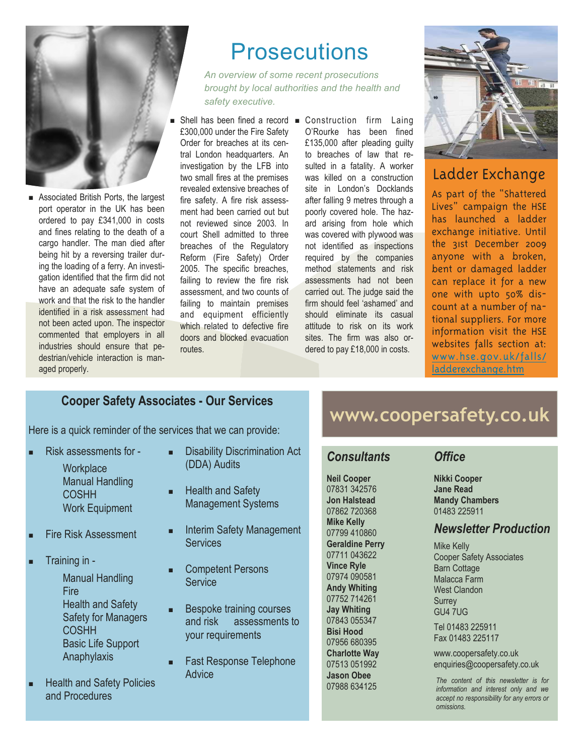# Prosecutions

*An overview of some recent prosecutions brought by local authorities and the health and safety executive.*

- Associated British Ports, the largest port operator in the UK has been ordered to pay £341,000 in costs and fines relating to the death of a cargo handler. The man died after being hit by a reversing trailer during the loading of a ferry. An investigation identified that the firm did not have an adequate safe system of work and that the risk to the handler identified in a risk assessment had not been acted upon. The inspector commented that employers in all industries should ensure that pedestrian/vehicle interaction is managed properly.

- Shell has been fined a record £300,000 under the Fire Safety Order for breaches at its central London headquarters. An investigation by the LFB into two small fires at the premises revealed extensive breaches of fire safety. A fire risk assessment had been carried out but not reviewed since 2003. In court Shell admitted to three breaches of the Regulatory Reform (Fire Safety) Order 2005. The specific breaches, failing to review the fire risk assessment, and two counts of failing to maintain premises and equipment efficiently which related to defective fire doors and blocked evacuation routes.

- Construction firm Laing O'Rourke has been fined £135,000 after pleading guilty to breaches of law that resulted in a fatality. A worker was killed on a construction site in London's Docklands after falling 9 metres through a poorly covered hole. The hazard arising from hole which was covered with plywood was not identified as inspections required by the companies method statements and risk assessments had not been carried out. The judge said the firm should feel 'ashamed' and should eliminate its casual attitude to risk on its work sites. The firm was also ordered to pay £18,000 in costs.

## Ladder Exchange

As part of the "Shattered Lives" campaign the HSE has launched a ladder exchange initiative. Until the 31st December 2009 anyone with a broken, bent or damaged ladder can replace it for a new one with upto 50% discount at a number of national suppliers. For more information visit the HSE websites falls section at: www.hse.gov.uk/falls/ladderexchange.htm

## Cooper Safety Associates - Our Services

Here is a quick reminder of the services that we can provide:

- Risk assessments for -
  - Workplace
  - Manual Handling
  - COSHH
  - Work Equipment
- Fire Risk Assessment
- Training in -
  - Manual Handling
  - Fire
  - Health and Safety
  - Safety for Managers
  - COSHH
  - Basic Life Support
  - Anaphylaxis
- Health and Safety Policies and Procedures
- Disability Discrimination Act (DDA) Audits
- Health and Safety Management Systems
- Interim Safety Management Services
- Competent Persons Service
- Bespoke training courses and risk assessments to your requirements
- Fast Response Telephone Advice

## www.coopersafety.co.uk

### *Consultants*

**Neil Cooper**
07831 342576
**Jon Halstead**
07862 720368
**Mike Kelly**
07799 410860
**Geraldine Perry**
07711 043622
**Vince Ryle**
07974 090581
**Andy Whiting**
07752 714261
**Jay Whiting**
07843 055347
**Bisi Hood**
07956 680395
**Charlotte Way**
07513 051992
**Jason Obee**
07988 634125

### *Office*

**Nikki Cooper**
**Jane Read**
**Mandy Chambers**
01483 225911

### *Newsletter Production*

Mike Kelly
Cooper Safety Associates
Barn Cottage
Malacca Farm
West Clandon
Surrey
GU4 7UG

Tel 01483 225911
Fax 01483 225117

www.coopersafety.co.uk
enquiries@coopersafety.co.uk

*The content of this newsletter is for information and interest only and we accept no responsibility for any errors or omissions.*